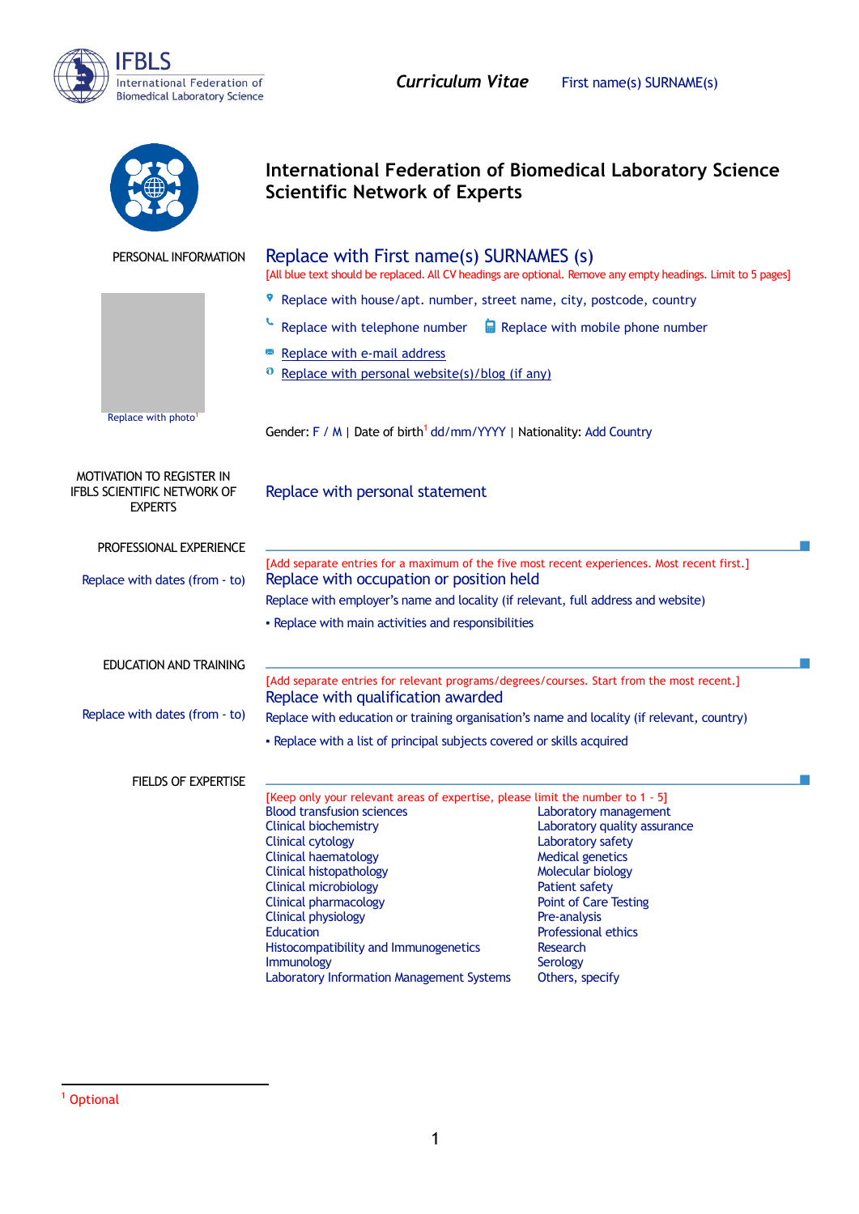*Curriculum Vitae* First name(s) SURNAME(s)

# International Federation of Biomedical Laboratory Science Scientific Network of Experts

**PERSONAL INFORMATION**

## Replace with First name(s) SURNAMES (s)

[All blue text should be replaced. All CV headings are optional. Remove any empty headings. Limit to 5 pages]

- Replace with house/apt. number, street name, city, postcode, country
- Replace with telephone number  Replace with mobile phone number
- Replace with e-mail address
- Replace with personal website(s)/blog (if any)

Replace with photo[1]

Gender: F / M | Date of birth[1] dd/mm/YYYY | Nationality: Add Country

**MOTIVATION TO REGISTER IN IFBLS SCIENTIFIC NETWORK OF EXPERTS**

Replace with personal statement

**PROFESSIONAL EXPERIENCE**

[Add separate entries for a maximum of the five most recent experiences. Most recent first.]

Replace with dates (from - to)

### Replace with occupation or position held

Replace with employer's name and locality (if relevant, full address and website)

- Replace with main activities and responsibilities

**EDUCATION AND TRAINING**

[Add separate entries for relevant programs/degrees/courses. Start from the most recent.]

Replace with dates (from - to)

### Replace with qualification awarded

Replace with education or training organisation's name and locality (if relevant, country)

- Replace with a list of principal subjects covered or skills acquired

**FIELDS OF EXPERTISE**

[Keep only your relevant areas of expertise, please limit the number to 1 - 5]

Blood transfusion sciences
Clinical biochemistry
Clinical cytology
Clinical haematology
Clinical histopathology
Clinical microbiology
Clinical pharmacology
Clinical physiology
Education
Histocompatibility and Immunogenetics
Immunology
Laboratory Information Management Systems
Laboratory management
Laboratory quality assurance
Laboratory safety
Medical genetics
Molecular biology
Patient safety
Point of Care Testing
Pre-analysis
Professional ethics
Research
Serology
Others, specify

[1] Optional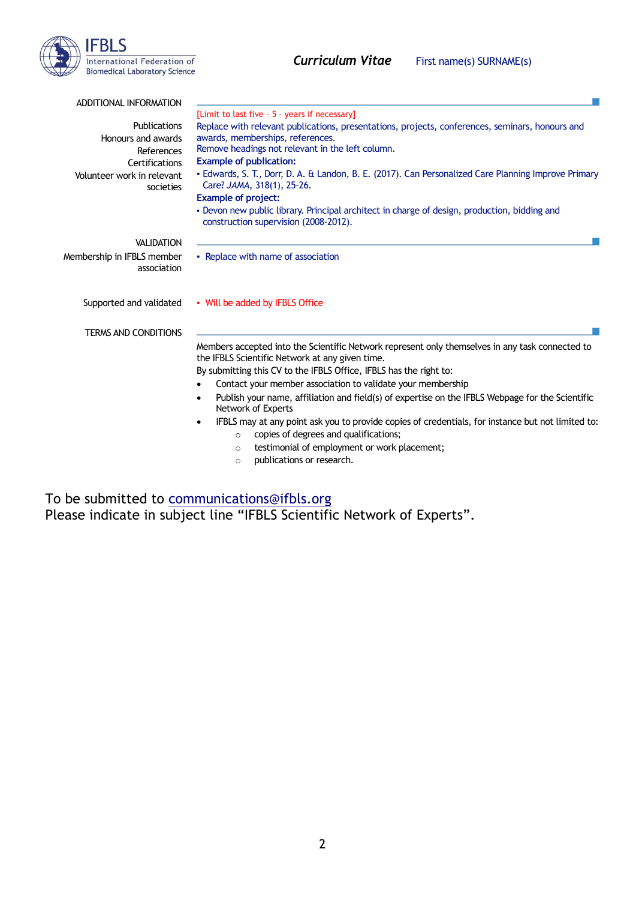## ADDITIONAL INFORMATION

**Publications**
**Honours and awards**
**References**
**Certifications**
**Volunteer work in relevant societies**

[Limit to last five - 5 - years if necessary]

Replace with relevant publications, presentations, projects, conferences, seminars, honours and awards, memberships, references.

Remove headings not relevant in the left column.

**Example of publication:**

- Edwards, S. T., Dorr, D. A. & Landon, B. E. (2017). Can Personalized Care Planning Improve Primary Care? *JAMA*, 318(1), 25-26.

**Example of project:**

- Devon new public library. Principal architect in charge of design, production, bidding and construction supervision (2008-2012).

## VALIDATION

**Membership in IFBLS member association**

- Replace with name of association

**Supported and validated**

- Will be added by IFBLS Office

## TERMS AND CONDITIONS

Members accepted into the Scientific Network represent only themselves in any task connected to the IFBLS Scientific Network at any given time.

By submitting this CV to the IFBLS Office, IFBLS has the right to:

- Contact your member association to validate your membership
- Publish your name, affiliation and field(s) of expertise on the IFBLS Webpage for the Scientific Network of Experts
- IFBLS may at any point ask you to provide copies of credentials, for instance but not limited to:
  - copies of degrees and qualifications;
  - testimonial of employment or work placement;
  - publications or research.

To be submitted to communications@ifbls.org
Please indicate in subject line "IFBLS Scientific Network of Experts".